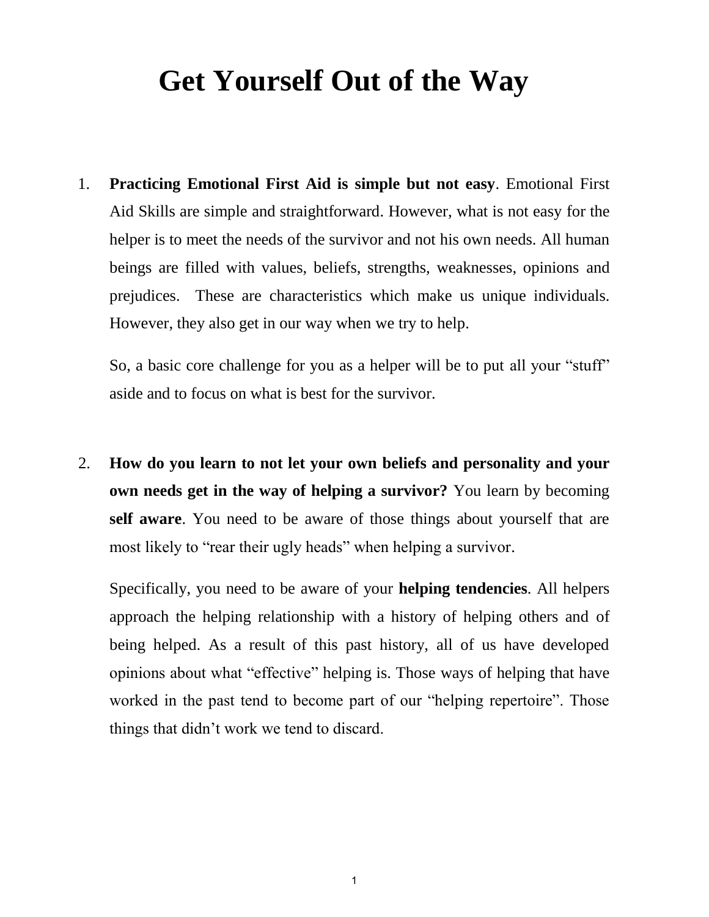# Get Yourself Out of the Way

1. **Practicing Emotional First Aid is simple but not easy**. Emotional First Aid Skills are simple and straightforward. However, what is not easy for the helper is to meet the needs of the survivor and not his own needs. All human beings are filled with values, beliefs, strengths, weaknesses, opinions and prejudices. These are characteristics which make us unique individuals. However, they also get in our way when we try to help.

   So, a basic core challenge for you as a helper will be to put all your "stuff" aside and to focus on what is best for the survivor.

2. **How do you learn to not let your own beliefs and personality and your own needs get in the way of helping a survivor?** You learn by becoming **self aware**. You need to be aware of those things about yourself that are most likely to "rear their ugly heads" when helping a survivor.

   Specifically, you need to be aware of your **helping tendencies**. All helpers approach the helping relationship with a history of helping others and of being helped. As a result of this past history, all of us have developed opinions about what "effective" helping is. Those ways of helping that have worked in the past tend to become part of our "helping repertoire". Those things that didn't work we tend to discard.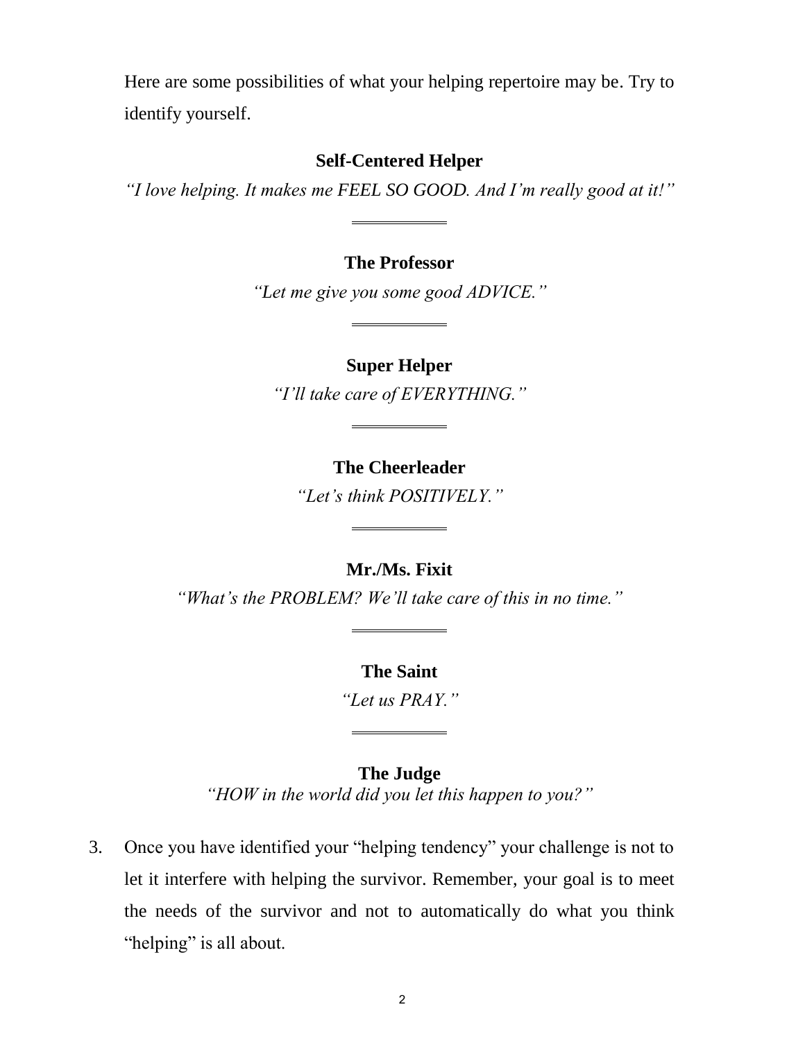Here are some possibilities of what your helping repertoire may be. Try to identify yourself.

**Self-Centered Helper**

*"I love helping. It makes me FEEL SO GOOD. And I'm really good at it!"*

---

**The Professor**

*"Let me give you some good ADVICE."*

---

**Super Helper**

*"I'll take care of EVERYTHING."*

---

**The Cheerleader**

*"Let's think POSITIVELY."*

---

**Mr./Ms. Fixit**

*"What's the PROBLEM? We'll take care of this in no time."*

---

**The Saint**

*"Let us PRAY."*

---

**The Judge**

*"HOW in the world did you let this happen to you?"*

3. Once you have identified your "helping tendency" your challenge is not to let it interfere with helping the survivor. Remember, your goal is to meet the needs of the survivor and not to automatically do what you think "helping" is all about.